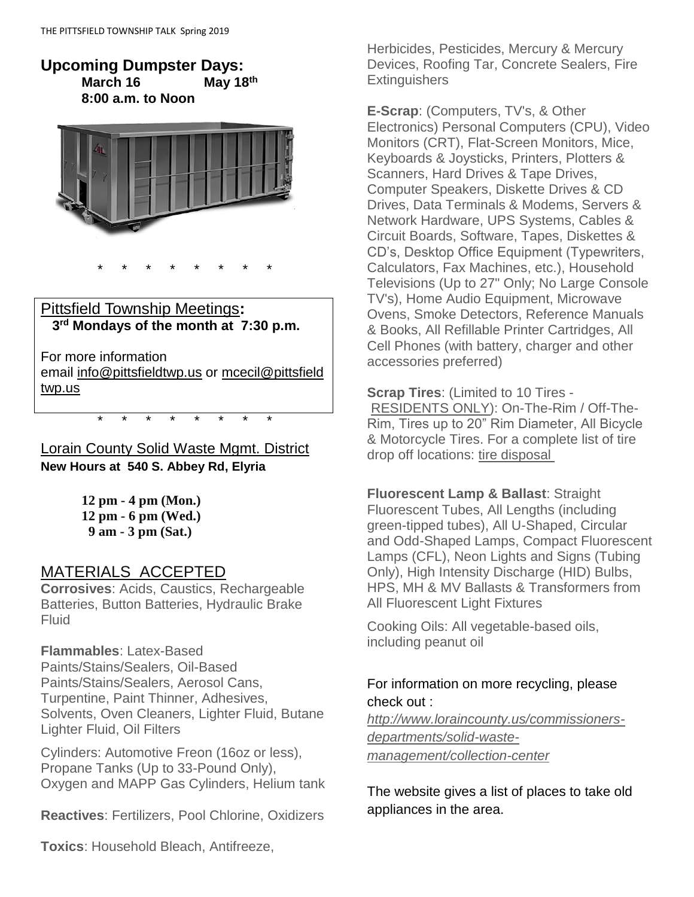## Upcoming Dumpster Days:

**March 16 May 18th**
**8:00 a.m. to Noon**

\* \* \* \* \* \* \* \*

## Pittsfield Township Meetings:

**3rd Mondays of the month at 7:30 p.m.**

For more information email info@pittsfieldtwp.us or mcecil@pittsfieldtwp.us

\* \* \* \* \* \* \* \*

## Lorain County Solid Waste Mgmt. District

**New Hours at 540 S. Abbey Rd, Elyria**

**12 pm - 4 pm (Mon.)**
**12 pm - 6 pm (Wed.)**
**9 am - 3 pm (Sat.)**

## MATERIALS ACCEPTED

**Corrosives**: Acids, Caustics, Rechargeable Batteries, Button Batteries, Hydraulic Brake Fluid

**Flammables**: Latex-Based Paints/Stains/Sealers, Oil-Based Paints/Stains/Sealers, Aerosol Cans, Turpentine, Paint Thinner, Adhesives, Solvents, Oven Cleaners, Lighter Fluid, Butane Lighter Fluid, Oil Filters

Cylinders: Automotive Freon (16oz or less), Propane Tanks (Up to 33-Pound Only), Oxygen and MAPP Gas Cylinders, Helium tank

**Reactives**: Fertilizers, Pool Chlorine, Oxidizers

**Toxics**: Household Bleach, Antifreeze, Herbicides, Pesticides, Mercury & Mercury Devices, Roofing Tar, Concrete Sealers, Fire Extinguishers

**E-Scrap**: (Computers, TV's, & Other Electronics) Personal Computers (CPU), Video Monitors (CRT), Flat-Screen Monitors, Mice, Keyboards & Joysticks, Printers, Plotters & Scanners, Hard Drives & Tape Drives, Computer Speakers, Diskette Drives & CD Drives, Data Terminals & Modems, Servers & Network Hardware, UPS Systems, Cables & Circuit Boards, Software, Tapes, Diskettes & CD's, Desktop Office Equipment (Typewriters, Calculators, Fax Machines, etc.), Household Televisions (Up to 27" Only; No Large Console TV's), Home Audio Equipment, Microwave Ovens, Smoke Detectors, Reference Manuals & Books, All Refillable Printer Cartridges, All Cell Phones (with battery, charger and other accessories preferred)

**Scrap Tires**: (Limited to 10 Tires - RESIDENTS ONLY): On-The-Rim / Off-The-Rim, Tires up to 20" Rim Diameter, All Bicycle & Motorcycle Tires. For a complete list of tire drop off locations: tire disposal

**Fluorescent Lamp & Ballast**: Straight Fluorescent Tubes, All Lengths (including green-tipped tubes), All U-Shaped, Circular and Odd-Shaped Lamps, Compact Fluorescent Lamps (CFL), Neon Lights and Signs (Tubing Only), High Intensity Discharge (HID) Bulbs, HPS, MH & MV Ballasts & Transformers from All Fluorescent Light Fixtures

Cooking Oils: All vegetable-based oils, including peanut oil

For information on more recycling, please check out :
*http://www.loraincounty.us/commissioners-departments/solid-waste-management/collection-center*

The website gives a list of places to take old appliances in the area.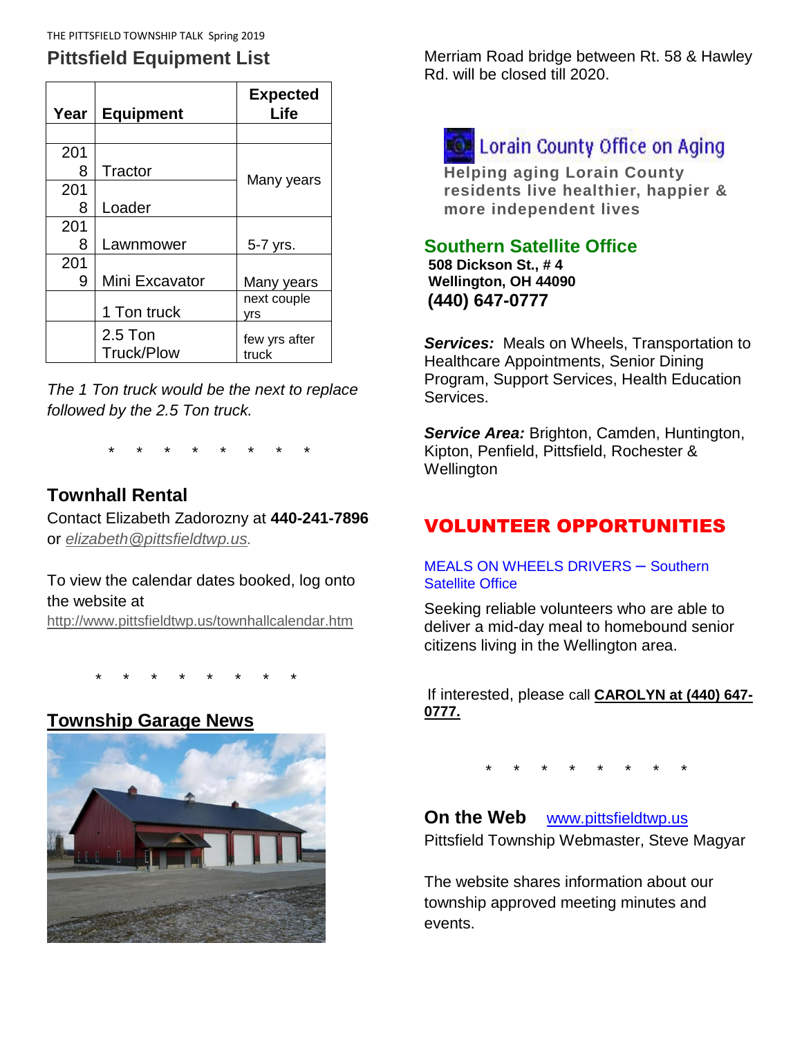## Pittsfield Equipment List

| Year | Equipment | Expected Life |
|---|---|---|
| | | |
| 2018 | Tractor | Many years |
| 2018 | Loader | |
| 2018 | Lawnmower | 5-7 yrs. |
| 2019 | Mini Excavator | Many years |
| | 1 Ton truck | next couple yrs |
| | 2.5 Ton Truck/Plow | few yrs after truck |

*The 1 Ton truck would be the next to replace followed by the 2.5 Ton truck.*

\* \* \* \* \* \* \* \*

## Townhall Rental

Contact Elizabeth Zadorozny at **440-241-7896** or *elizabeth@pittsfieldtwp.us.*

To view the calendar dates booked, log onto the website at http://www.pittsfieldtwp.us/townhallcalendar.htm

\* \* \* \* \* \* \* \*

## Township Garage News

Merriam Road bridge between Rt. 58 & Hawley Rd. will be closed till 2020.

## Lorain County Office on Aging

**Helping aging Lorain County residents live healthier, happier & more independent lives**

### Southern Satellite Office

**508 Dickson St., # 4**
**Wellington, OH 44090**
**(440) 647-0777**

***Services:*** Meals on Wheels, Transportation to Healthcare Appointments, Senior Dining Program, Support Services, Health Education Services.

***Service Area:*** Brighton, Camden, Huntington, Kipton, Penfield, Pittsfield, Rochester & Wellington

## VOLUNTEER OPPORTUNITIES

MEALS ON WHEELS DRIVERS – Southern Satellite Office

Seeking reliable volunteers who are able to deliver a mid-day meal to homebound senior citizens living in the Wellington area.

If interested, please call **CAROLYN at (440) 647-0777.**

\* \* \* \* \* \* \* \*

## On the Web www.pittsfieldtwp.us

Pittsfield Township Webmaster, Steve Magyar

The website shares information about our township approved meeting minutes and events.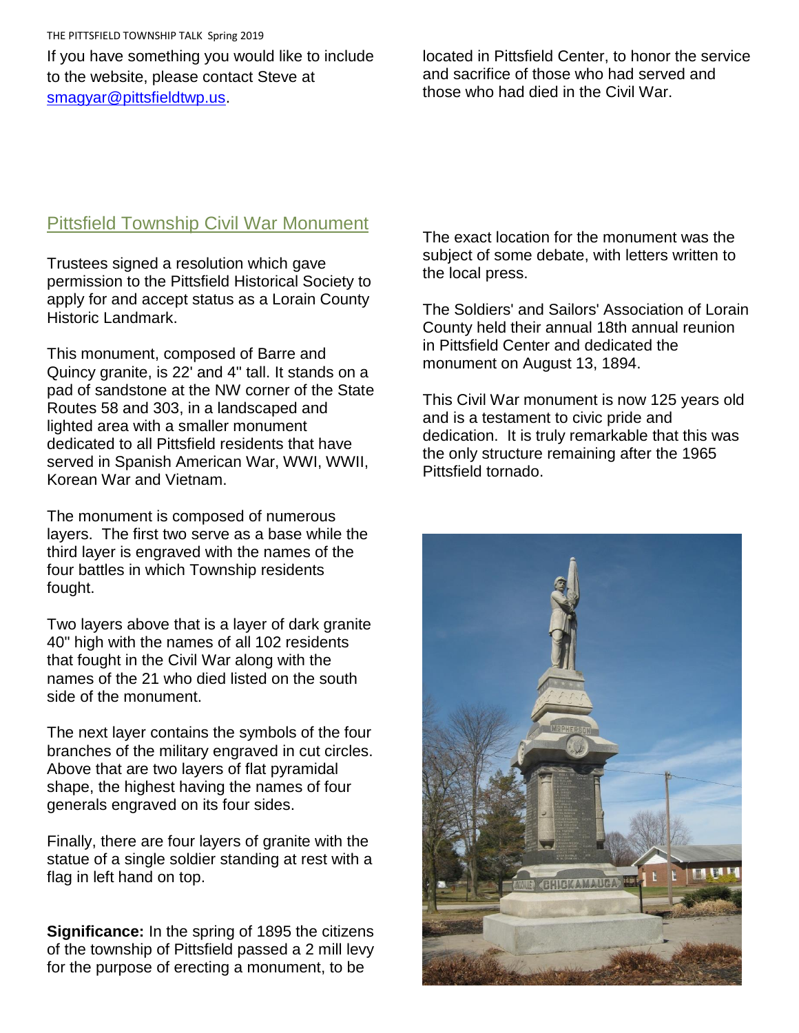If you have something you would like to include to the website, please contact Steve at smagyar@pittsfieldtwp.us.

## Pittsfield Township Civil War Monument

Trustees signed a resolution which gave permission to the Pittsfield Historical Society to apply for and accept status as a Lorain County Historic Landmark.

This monument, composed of Barre and Quincy granite, is 22' and 4" tall. It stands on a pad of sandstone at the NW corner of the State Routes 58 and 303, in a landscaped and lighted area with a smaller monument dedicated to all Pittsfield residents that have served in Spanish American War, WWI, WWII, Korean War and Vietnam.

The monument is composed of numerous layers. The first two serve as a base while the third layer is engraved with the names of the four battles in which Township residents fought.

Two layers above that is a layer of dark granite 40" high with the names of all 102 residents that fought in the Civil War along with the names of the 21 who died listed on the south side of the monument.

The next layer contains the symbols of the four branches of the military engraved in cut circles. Above that are two layers of flat pyramidal shape, the highest having the names of four generals engraved on its four sides.

Finally, there are four layers of granite with the statue of a single soldier standing at rest with a flag in left hand on top.

**Significance:** In the spring of 1895 the citizens of the township of Pittsfield passed a 2 mill levy for the purpose of erecting a monument, to be located in Pittsfield Center, to honor the service and sacrifice of those who had served and those who had died in the Civil War.

The exact location for the monument was the subject of some debate, with letters written to the local press.

The Soldiers' and Sailors' Association of Lorain County held their annual 18th annual reunion in Pittsfield Center and dedicated the monument on August 13, 1894.

This Civil War monument is now 125 years old and is a testament to civic pride and dedication. It is truly remarkable that this was the only structure remaining after the 1965 Pittsfield tornado.